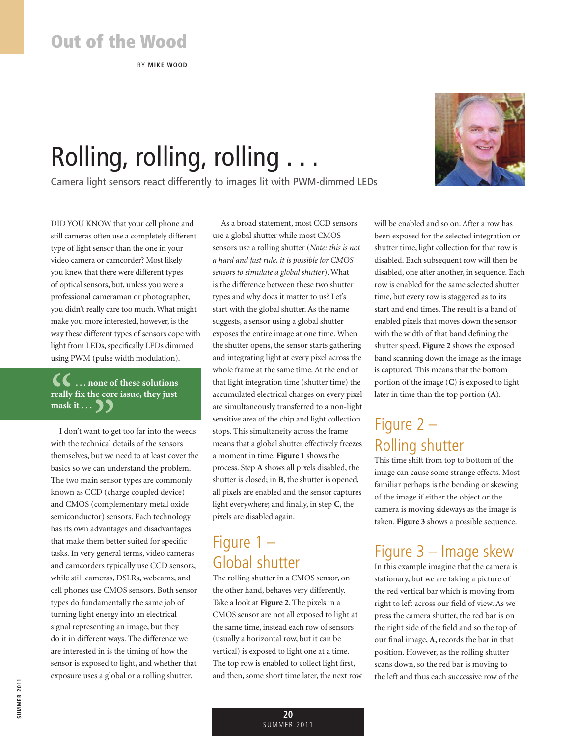# Out of the Wood

BY **MIKE WOOD**

# Rolling, rolling, rolling . . .

Camera light sensors react differently to images lit with PWM-dimmed LEDs

DID YOU KNOW that your cell phone and still cameras often use a completely different type of light sensor than the one in your video camera or camcorder? Most likely you knew that there were different types of optical sensors, but, unless you were a professional cameraman or photographer, you didn't really care too much. What might make you more interested, however, is the way these different types of sensors cope with light from LEDs, specifically LEDs dimmed using PWM (pulse width modulation).

> **" . . . none of these solutions really fix the core issue, they just mask it . . . "**

I don't want to get too far into the weeds with the technical details of the sensors themselves, but we need to at least cover the basics so we can understand the problem. The two main sensor types are commonly known as CCD (charge coupled device) and CMOS (complementary metal oxide semiconductor) sensors. Each technology has its own advantages and disadvantages that make them better suited for specific tasks. In very general terms, video cameras and camcorders typically use CCD sensors, while still cameras, DSLRs, webcams, and cell phones use CMOS sensors. Both sensor types do fundamentally the same job of turning light energy into an electrical signal representing an image, but they do it in different ways. The difference we are interested in is the timing of how the sensor is exposed to light, and whether that exposure uses a global or a rolling shutter.

As a broad statement, most CCD sensors use a global shutter while most CMOS sensors use a rolling shutter (*Note: this is not a hard and fast rule, it is possible for CMOS sensors to simulate a global shutter*). What is the difference between these two shutter types and why does it matter to us? Let's start with the global shutter. As the name suggests, a sensor using a global shutter exposes the entire image at one time. When the shutter opens, the sensor starts gathering and integrating light at every pixel across the whole frame at the same time. At the end of that light integration time (shutter time) the accumulated electrical charges on every pixel are simultaneously transferred to a non-light sensitive area of the chip and light collection stops. This simultaneity across the frame means that a global shutter effectively freezes a moment in time. **Figure 1** shows the process. Step **A** shows all pixels disabled, the shutter is closed; in **B**, the shutter is opened, all pixels are enabled and the sensor captures light everywhere; and finally, in step **C**, the pixels are disabled again.

## Figure 1 – Global shutter

The rolling shutter in a CMOS sensor, on the other hand, behaves very differently. Take a look at **Figure 2**. The pixels in a CMOS sensor are not all exposed to light at the same time, instead each row of sensors (usually a horizontal row, but it can be vertical) is exposed to light one at a time. The top row is enabled to collect light first, and then, some short time later, the next row will be enabled and so on. After a row has been exposed for the selected integration or shutter time, light collection for that row is disabled. Each subsequent row will then be disabled, one after another, in sequence. Each row is enabled for the same selected shutter time, but every row is staggered as to its start and end times. The result is a band of enabled pixels that moves down the sensor with the width of that band defining the shutter speed. **Figure 2** shows the exposed band scanning down the image as the image is captured. This means that the bottom portion of the image (**C**) is exposed to light later in time than the top portion (**A**).

## Figure 2 – Rolling shutter

This time shift from top to bottom of the image can cause some strange effects. Most familiar perhaps is the bending or skewing of the image if either the object or the camera is moving sideways as the image is taken. **Figure 3** shows a possible sequence.

## Figure 3 – Image skew

In this example imagine that the camera is stationary, but we are taking a picture of the red vertical bar which is moving from right to left across our field of view. As we press the camera shutter, the red bar is on the right side of the field and so the top of our final image, **A**, records the bar in that position. However, as the rolling shutter scans down, so the red bar is moving to the left and thus each successive row of the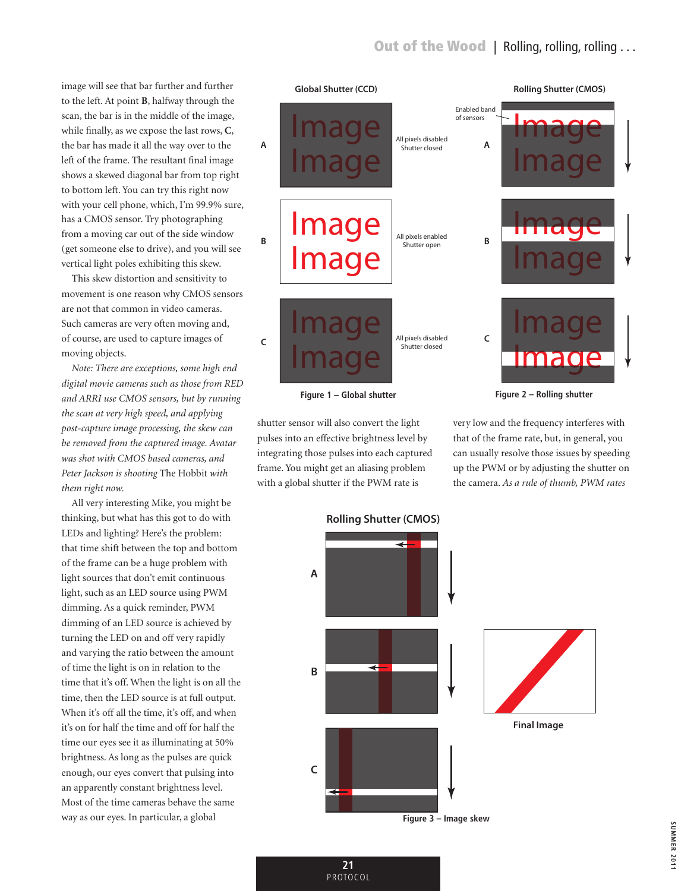image will see that bar further and further to the left. At point **B**, halfway through the scan, the bar is in the middle of the image, while finally, as we expose the last rows, **C**, the bar has made it all the way over to the left of the frame. The resultant final image shows a skewed diagonal bar from top right to bottom left. You can try this right now with your cell phone, which, I'm 99.9% sure, has a CMOS sensor. Try photographing from a moving car out of the side window (get someone else to drive), and you will see vertical light poles exhibiting this skew.

This skew distortion and sensitivity to movement is one reason why CMOS sensors are not that common in video cameras. Such cameras are very often moving and, of course, are used to capture images of moving objects.

*Note: There are exceptions, some high end digital movie cameras such as those from RED and ARRI use CMOS sensors, but by running the scan at very high speed, and applying post-capture image processing, the skew can be removed from the captured image. Avatar was shot with CMOS based cameras, and Peter Jackson is shooting* The Hobbit *with them right now.*

All very interesting Mike, you might be thinking, but what has this got to do with LEDs and lighting? Here's the problem: that time shift between the top and bottom of the frame can be a huge problem with light sources that don't emit continuous light, such as an LED source using PWM dimming. As a quick reminder, PWM dimming of an LED source is achieved by turning the LED on and off very rapidly and varying the ratio between the amount of time the light is on in relation to the time that it's off. When the light is on all the time, then the LED source is at full output. When it's off all the time, it's off, and when it's on for half the time and off for half the time our eyes see it as illuminating at 50% brightness. As long as the pulses are quick enough, our eyes convert that pulsing into an apparently constant brightness level. Most of the time cameras behave the same way as our eyes. In particular, a global shutter sensor will also convert the light pulses into an effective brightness level by integrating those pulses into each captured frame. You might get an aliasing problem with a global shutter if the PWM rate is very low and the frequency interferes with that of the frame rate, but, in general, you can usually resolve those issues by speeding up the PWM or by adjusting the shutter on the camera. *As a rule of thumb, PWM rates*

Global Shutter (CCD)

A — All pixels disabled, Shutter closed

B — All pixels enabled, Shutter open

C — All pixels disabled, Shutter closed

**Figure 1 – Global shutter**

Rolling Shutter (CMOS)

Enabled band of sensors

**Figure 2 – Rolling shutter**

Rolling Shutter (CMOS)

Final Image

**Figure 3 – Image skew**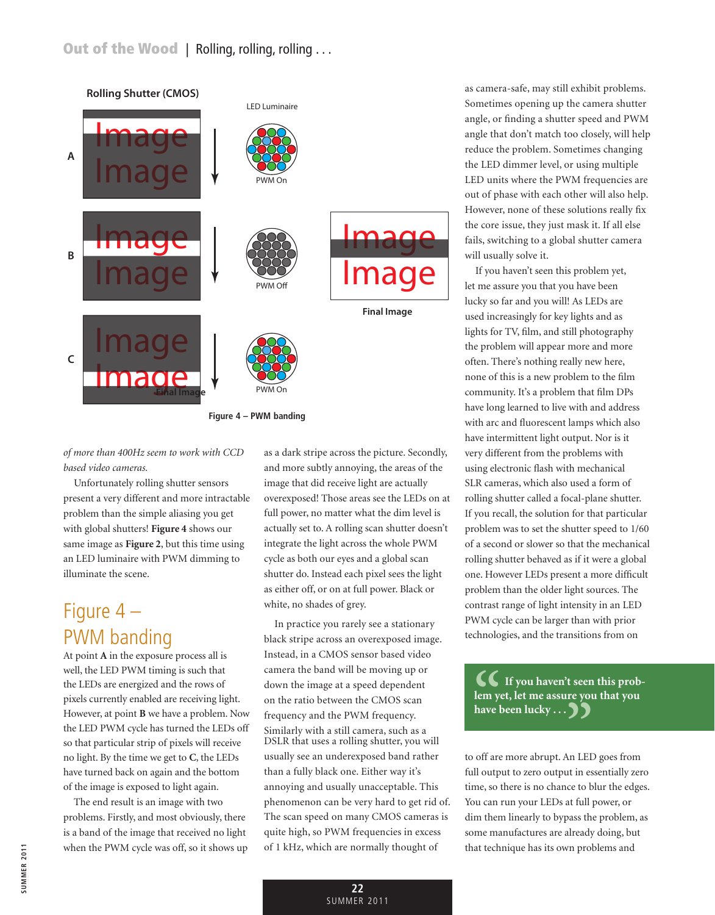Figure 4 – PWM banding

*of more than 400Hz seem to work with CCD based video cameras.*

Unfortunately rolling shutter sensors present a very different and more intractable problem than the simple aliasing you get with global shutters! **Figure 4** shows our same image as **Figure 2**, but this time using an LED luminaire with PWM dimming to illuminate the scene.

## Figure 4 – PWM banding

At point **A** in the exposure process all is well, the LED PWM timing is such that the LEDs are energized and the rows of pixels currently enabled are receiving light. However, at point **B** we have a problem. Now the LED PWM cycle has turned the LEDs off so that particular strip of pixels will receive no light. By the time we get to **C**, the LEDs have turned back on again and the bottom of the image is exposed to light again.

The end result is an image with two problems. Firstly, and most obviously, there is a band of the image that received no light when the PWM cycle was off, so it shows up as a dark stripe across the picture. Secondly, and more subtly annoying, the areas of the image that did receive light are actually overexposed! Those areas see the LEDs on at full power, no matter what the dim level is actually set to. A rolling scan shutter doesn't integrate the light across the whole PWM cycle as both our eyes and a global scan shutter do. Instead each pixel sees the light as either off, or on at full power. Black or white, no shades of grey.

In practice you rarely see a stationary black stripe across an overexposed image. Instead, in a CMOS sensor based video camera the band will be moving up or down the image at a speed dependent on the ratio between the CMOS scan frequency and the PWM frequency. Similarly with a still camera, such as a DSLR that uses a rolling shutter, you will usually see an underexposed band rather than a fully black one. Either way it's annoying and usually unacceptable. This phenomenon can be very hard to get rid of. The scan speed on many CMOS cameras is quite high, so PWM frequencies in excess of 1 kHz, which are normally thought of as camera-safe, may still exhibit problems. Sometimes opening up the camera shutter angle, or finding a shutter speed and PWM angle that don't match too closely, will help reduce the problem. Sometimes changing the LED dimmer level, or using multiple LED units where the PWM frequencies are out of phase with each other will also help. However, none of these solutions really fix the core issue, they just mask it. If all else fails, switching to a global shutter camera will usually solve it.

If you haven't seen this problem yet, let me assure you that you have been lucky so far and you will! As LEDs are used increasingly for key lights and as lights for TV, film, and still photography the problem will appear more and more often. There's nothing really new here, none of this is a new problem to the film community. It's a problem that film DPs have long learned to live with and address with arc and fluorescent lamps which also have intermittent light output. Nor is it very different from the problems with using electronic flash with mechanical SLR cameras, which also used a form of rolling shutter called a focal-plane shutter. If you recall, the solution for that particular problem was to set the shutter speed to 1/60 of a second or slower so that the mechanical rolling shutter behaved as if it were a global one. However LEDs present a more difficult problem than the older light sources. The contrast range of light intensity in an LED PWM cycle can be larger than with prior technologies, and the transitions from on to off are more abrupt. An LED goes from full output to zero output in essentially zero time, so there is no chance to blur the edges. You can run your LEDs at full power, or dim them linearly to bypass the problem, as some manufactures are already doing, but that technique has its own problems and

> "If you haven't seen this problem yet, let me assure you that you have been lucky . . ."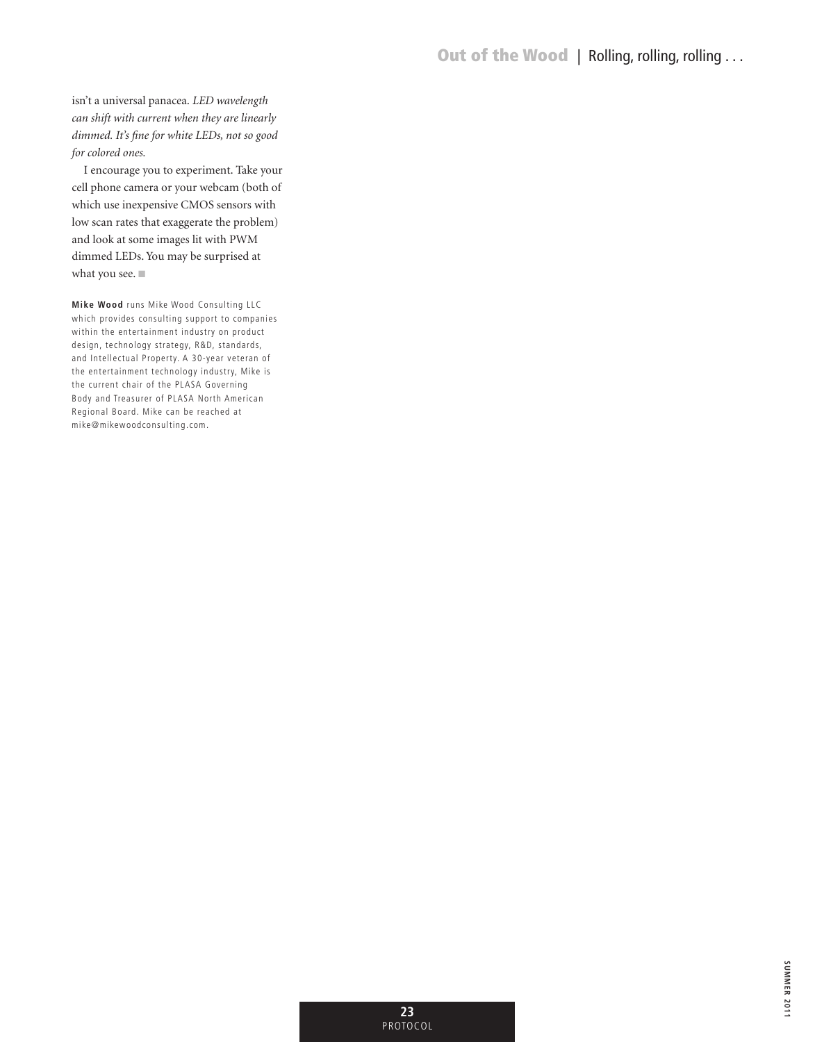isn't a universal panacea. *LED wavelength can shift with current when they are linearly dimmed. It's fine for white LEDs, not so good for colored ones.*

I encourage you to experiment. Take your cell phone camera or your webcam (both of which use inexpensive CMOS sensors with low scan rates that exaggerate the problem) and look at some images lit with PWM dimmed LEDs. You may be surprised at what you see. ■

**Mike Wood** runs Mike Wood Consulting LLC which provides consulting support to companies within the entertainment industry on product design, technology strategy, R&D, standards, and Intellectual Property. A 30-year veteran of the entertainment technology industry, Mike is the current chair of the PLASA Governing Body and Treasurer of PLASA North American Regional Board. Mike can be reached at mike@mikewoodconsulting.com.